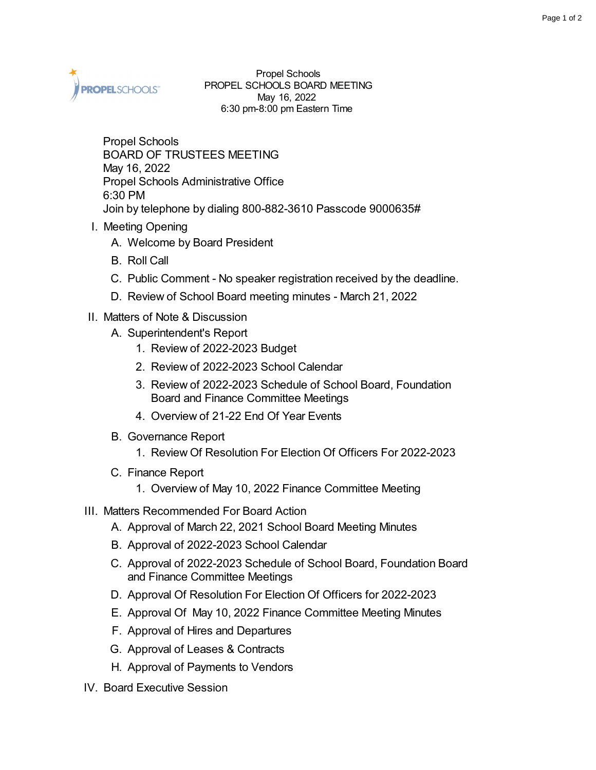Propel Schools
PROPEL SCHOOLS BOARD MEETING
May 16, 2022
6:30 pm-8:00 pm Eastern Time

Propel Schools
BOARD OF TRUSTEES MEETING
May 16, 2022
Propel Schools Administrative Office
6:30 PM
Join by telephone by dialing 800-882-3610 Passcode 9000635#

I. Meeting Opening
   A. Welcome by Board President
   B. Roll Call
   C. Public Comment - No speaker registration received by the deadline.
   D. Review of School Board meeting minutes - March 21, 2022

II. Matters of Note & Discussion
   A. Superintendent's Report
      1. Review of 2022-2023 Budget
      2. Review of 2022-2023 School Calendar
      3. Review of 2022-2023 Schedule of School Board, Foundation Board and Finance Committee Meetings
      4. Overview of 21-22 End Of Year Events
   B. Governance Report
      1. Review Of Resolution For Election Of Officers For 2022-2023
   C. Finance Report
      1. Overview of May 10, 2022 Finance Committee Meeting

III. Matters Recommended For Board Action
   A. Approval of March 22, 2021 School Board Meeting Minutes
   B. Approval of 2022-2023 School Calendar
   C. Approval of 2022-2023 Schedule of School Board, Foundation Board and Finance Committee Meetings
   D. Approval Of Resolution For Election Of Officers for 2022-2023
   E. Approval Of May 10, 2022 Finance Committee Meeting Minutes
   F. Approval of Hires and Departures
   G. Approval of Leases & Contracts
   H. Approval of Payments to Vendors

IV. Board Executive Session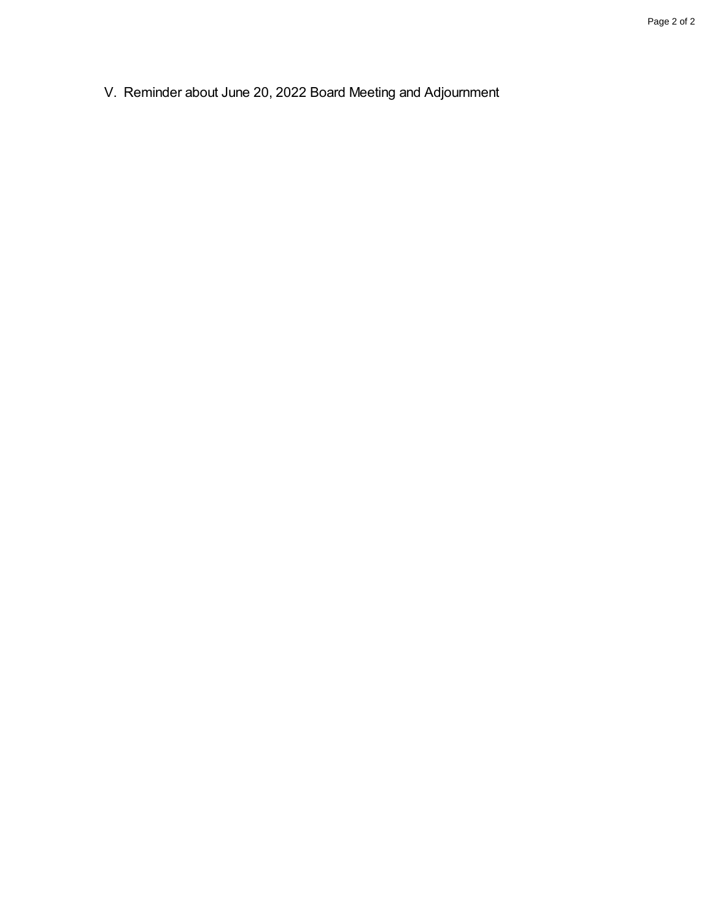V. Reminder about June 20, 2022 Board Meeting and Adjournment